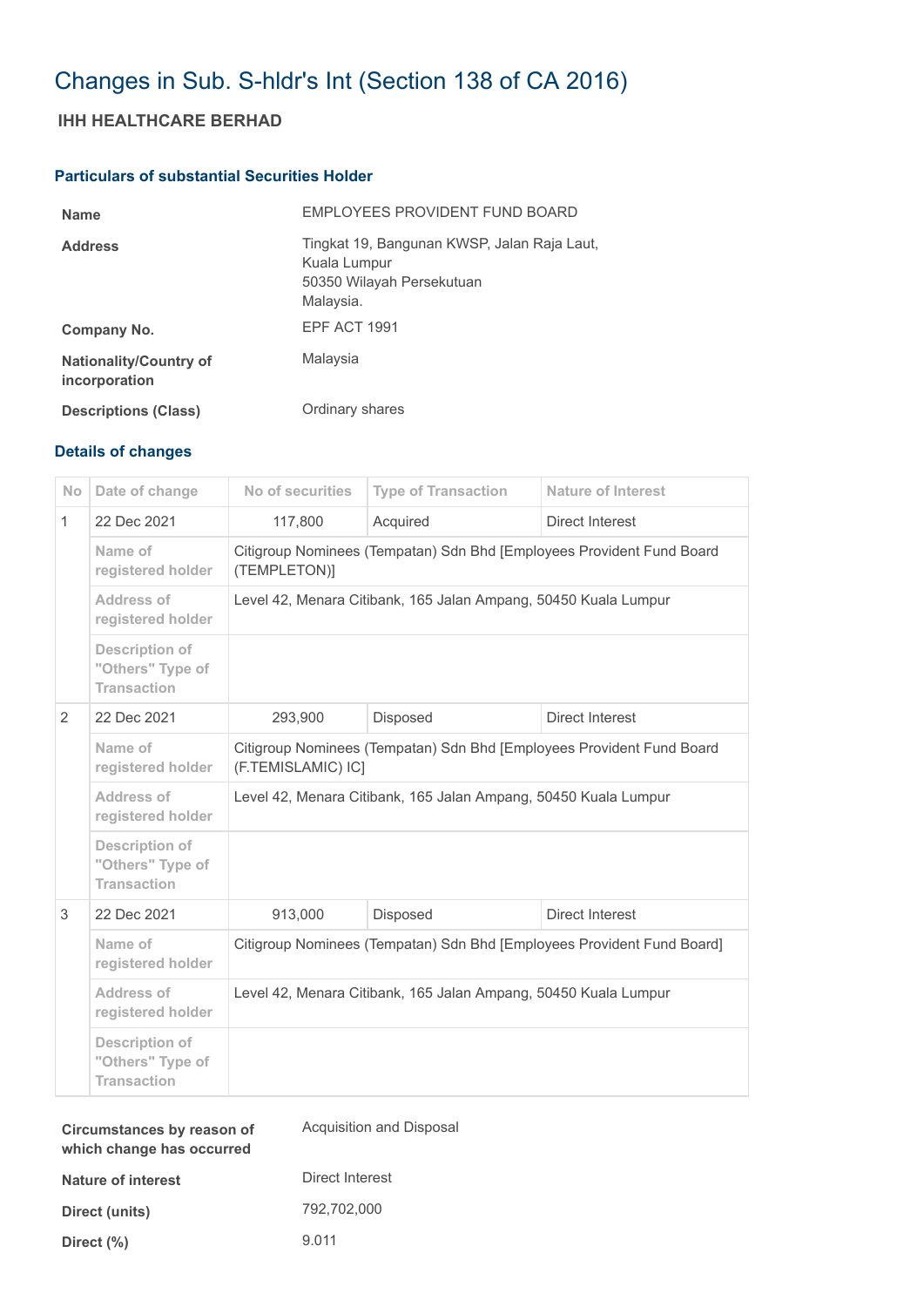# Changes in Sub. S-hldr's Int (Section 138 of CA 2016)

## IHH HEALTHCARE BERHAD

### Particulars of substantial Securities Holder

| | |
|---|---|
| **Name** | EMPLOYEES PROVIDENT FUND BOARD |
| **Address** | Tingkat 19, Bangunan KWSP, Jalan Raja Laut,<br>Kuala Lumpur<br>50350 Wilayah Persekutuan<br>Malaysia. |
| **Company No.** | EPF ACT 1991 |
| **Nationality/Country of incorporation** | Malaysia |
| **Descriptions (Class)** | Ordinary shares |

### Details of changes

| No | Date of change | No of securities | Type of Transaction | Nature of Interest |
|---|---|---|---|---|
| 1 | 22 Dec 2021 | 117,800 | Acquired | Direct Interest |
| | Name of registered holder | Citigroup Nominees (Tempatan) Sdn Bhd [Employees Provident Fund Board (TEMPLETON)] | | |
| | Address of registered holder | Level 42, Menara Citibank, 165 Jalan Ampang, 50450 Kuala Lumpur | | |
| | Description of "Others" Type of Transaction | | | |
| 2 | 22 Dec 2021 | 293,900 | Disposed | Direct Interest |
| | Name of registered holder | Citigroup Nominees (Tempatan) Sdn Bhd [Employees Provident Fund Board (F.TEMISLAMIC) IC] | | |
| | Address of registered holder | Level 42, Menara Citibank, 165 Jalan Ampang, 50450 Kuala Lumpur | | |
| | Description of "Others" Type of Transaction | | | |
| 3 | 22 Dec 2021 | 913,000 | Disposed | Direct Interest |
| | Name of registered holder | Citigroup Nominees (Tempatan) Sdn Bhd [Employees Provident Fund Board] | | |
| | Address of registered holder | Level 42, Menara Citibank, 165 Jalan Ampang, 50450 Kuala Lumpur | | |
| | Description of "Others" Type of Transaction | | | |

| | |
|---|---|
| **Circumstances by reason of which change has occurred** | Acquisition and Disposal |
| **Nature of interest** | Direct Interest |
| **Direct (units)** | 792,702,000 |
| **Direct (%)** | 9.011 |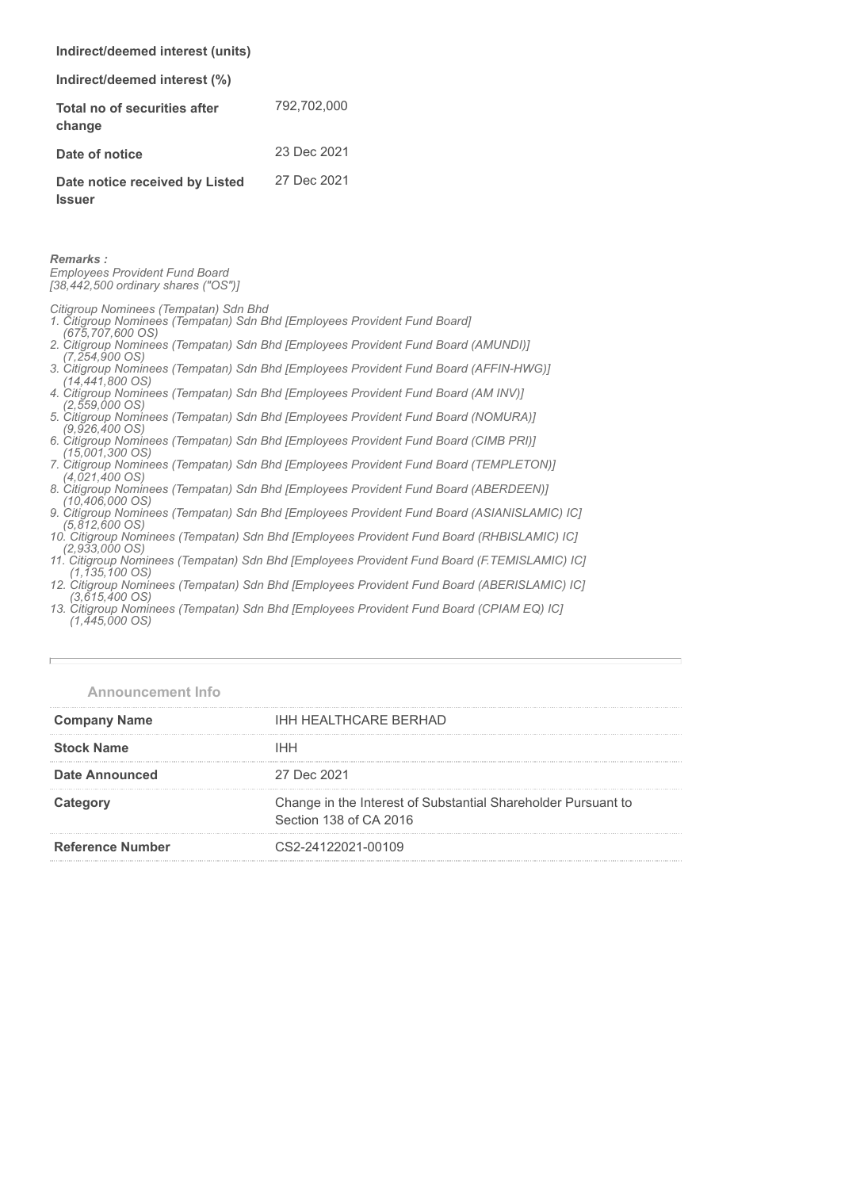| | |
|---|---|
| **Indirect/deemed interest (units)** | |
| **Indirect/deemed interest (%)** | |
| **Total no of securities after change** | 792,702,000 |
| **Date of notice** | 23 Dec 2021 |
| **Date notice received by Listed Issuer** | 27 Dec 2021 |

***Remarks :***
*Employees Provident Fund Board*
*[38,442,500 ordinary shares ("OS")]*

*Citigroup Nominees (Tempatan) Sdn Bhd*
1. *Citigroup Nominees (Tempatan) Sdn Bhd [Employees Provident Fund Board] (675,707,600 OS)*
2. *Citigroup Nominees (Tempatan) Sdn Bhd [Employees Provident Fund Board (AMUNDI)] (7,254,900 OS)*
3. *Citigroup Nominees (Tempatan) Sdn Bhd [Employees Provident Fund Board (AFFIN-HWG)] (14,441,800 OS)*
4. *Citigroup Nominees (Tempatan) Sdn Bhd [Employees Provident Fund Board (AM INV)] (2,559,000 OS)*
5. *Citigroup Nominees (Tempatan) Sdn Bhd [Employees Provident Fund Board (NOMURA)] (9,926,400 OS)*
6. *Citigroup Nominees (Tempatan) Sdn Bhd [Employees Provident Fund Board (CIMB PRI)] (15,001,300 OS)*
7. *Citigroup Nominees (Tempatan) Sdn Bhd [Employees Provident Fund Board (TEMPLETON)] (4,021,400 OS)*
8. *Citigroup Nominees (Tempatan) Sdn Bhd [Employees Provident Fund Board (ABERDEEN)] (10,406,000 OS)*
9. *Citigroup Nominees (Tempatan) Sdn Bhd [Employees Provident Fund Board (ASIANISLAMIC) IC] (5,812,600 OS)*
10. *Citigroup Nominees (Tempatan) Sdn Bhd [Employees Provident Fund Board (RHBISLAMIC) IC] (2,933,000 OS)*
11. *Citigroup Nominees (Tempatan) Sdn Bhd [Employees Provident Fund Board (F.TEMISLAMIC) IC] (1,135,100 OS)*
12. *Citigroup Nominees (Tempatan) Sdn Bhd [Employees Provident Fund Board (ABERISLAMIC) IC] (3,615,400 OS)*
13. *Citigroup Nominees (Tempatan) Sdn Bhd [Employees Provident Fund Board (CPIAM EQ) IC] (1,445,000 OS)*

### Announcement Info

| | |
|---|---|
| **Company Name** | IHH HEALTHCARE BERHAD |
| **Stock Name** | IHH |
| **Date Announced** | 27 Dec 2021 |
| **Category** | Change in the Interest of Substantial Shareholder Pursuant to Section 138 of CA 2016 |
| **Reference Number** | CS2-24122021-00109 |